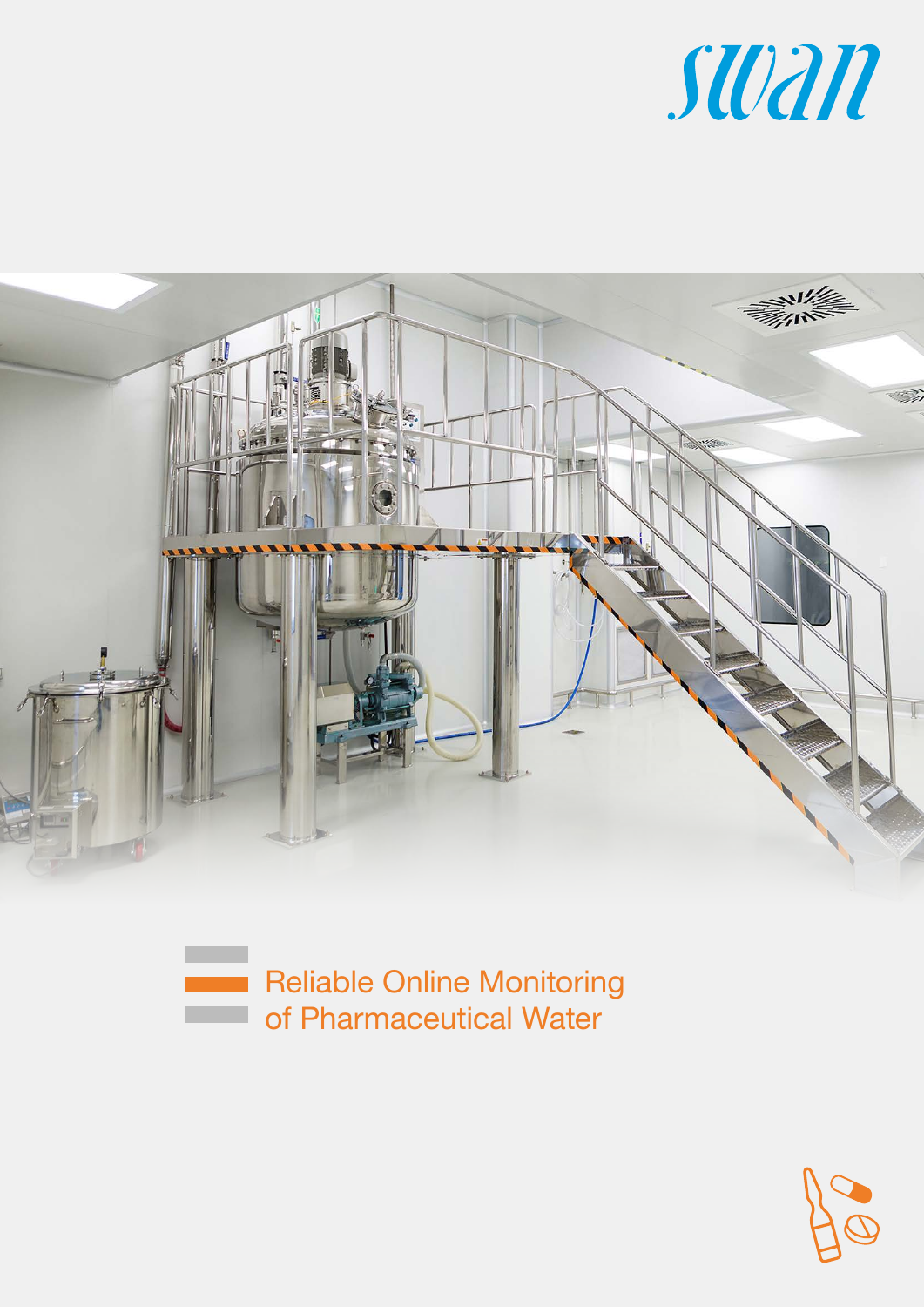swan

# Reliable Online Monitoring of Pharmaceutical Water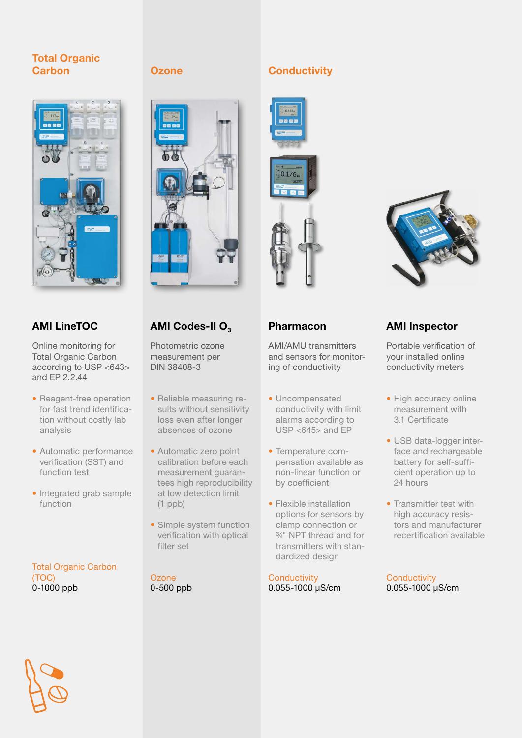## Total Organic Carbon

### AMI LineTOC

Online monitoring for Total Organic Carbon according to USP <643> and EP 2.2.44

- Reagent-free operation for fast trend identification without costly lab analysis
- Automatic performance verification (SST) and function test
- Integrated grab sample function

Total Organic Carbon (TOC)
0-1000 ppb

## Ozone

### AMI Codes-II $O_3$

Photometric ozone measurement per DIN 38408-3

- Reliable measuring results without sensitivity loss even after longer absences of ozone
- Automatic zero point calibration before each measurement guarantees high reproducibility at low detection limit (1 ppb)
- Simple system function verification with optical filter set

Ozone
0-500 ppb

## Conductivity

### Pharmacon

AMI/AMU transmitters and sensors for monitoring of conductivity

- Uncompensated conductivity with limit alarms according to USP <645> and EP
- Temperature compensation available as non-linear function or by coefficient
- Flexible installation options for sensors by clamp connection or ¾" NPT thread and for transmitters with standardized design

Conductivity
0.055-1000 µS/cm

### AMI Inspector

Portable verification of your installed online conductivity meters

- High accuracy online measurement with 3.1 Certificate
- USB data-logger interface and rechargeable battery for self-sufficient operation up to 24 hours
- Transmitter test with high accuracy resistors and manufacturer recertification available

Conductivity
0.055-1000 µS/cm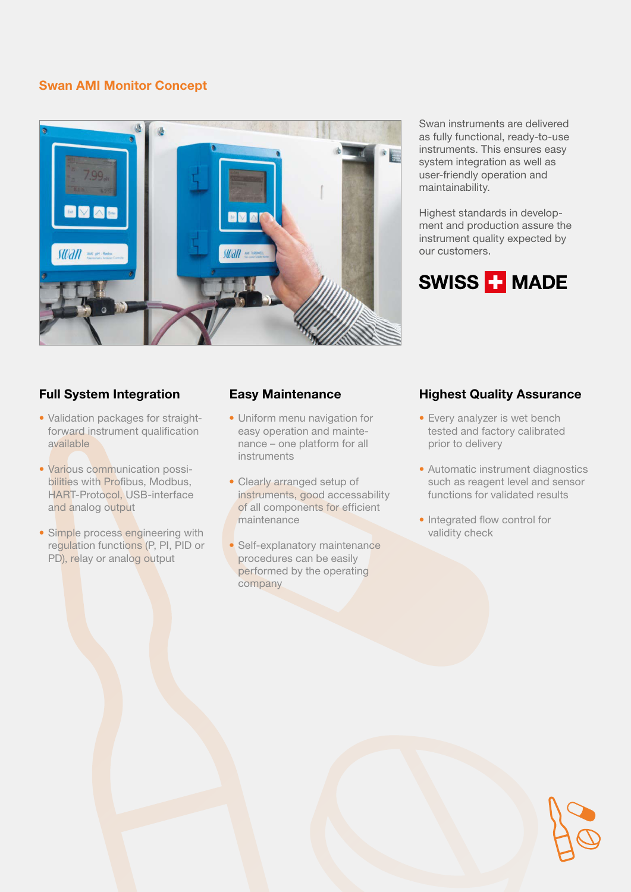## Swan AMI Monitor Concept

Swan instruments are delivered as fully functional, ready-to-use instruments. This ensures easy system integration as well as user-friendly operation and maintainability.

Highest standards in development and production assure the instrument quality expected by our customers.

**SWISS MADE**

### Full System Integration

- Validation packages for straightforward instrument qualification available
- Various communication possibilities with Profibus, Modbus, HART-Protocol, USB-interface and analog output
- Simple process engineering with regulation functions (P, PI, PID or PD), relay or analog output

### Easy Maintenance

- Uniform menu navigation for easy operation and maintenance – one platform for all instruments
- Clearly arranged setup of instruments, good accessability of all components for efficient maintenance
- Self-explanatory maintenance procedures can be easily performed by the operating company

### Highest Quality Assurance

- Every analyzer is wet bench tested and factory calibrated prior to delivery
- Automatic instrument diagnostics such as reagent level and sensor functions for validated results
- Integrated flow control for validity check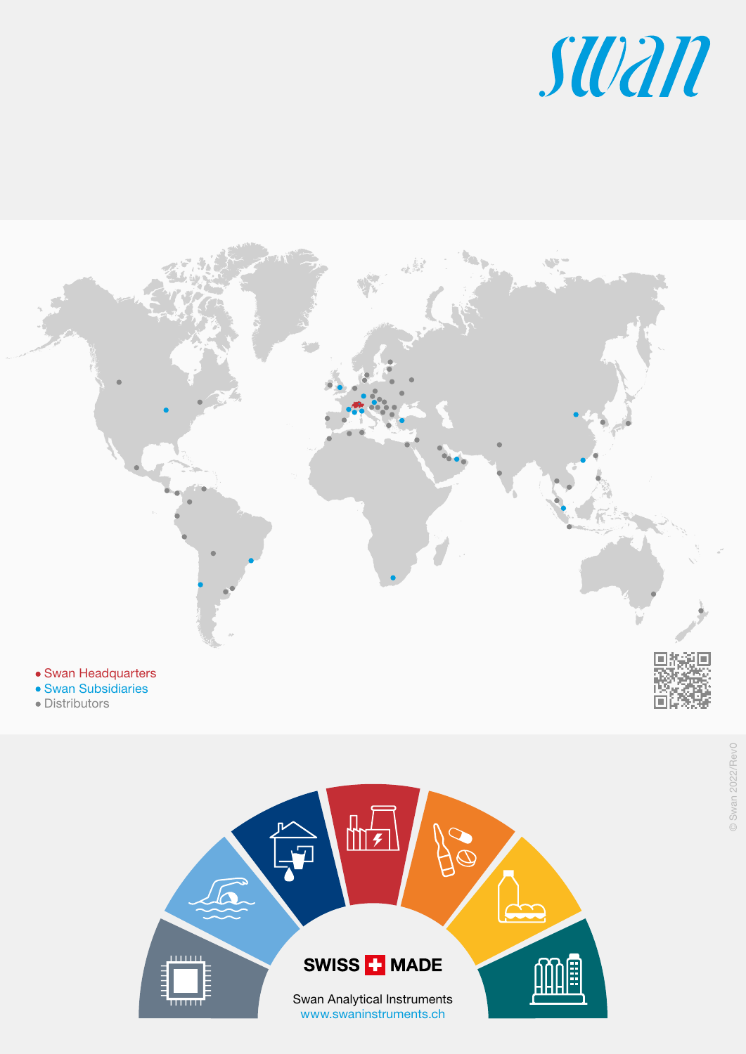swan

- Swan Headquarters
- Swan Subsidiaries
- Distributors

© Swan 2022/Rev0

SWISS MADE

Swan Analytical Instruments
www.swaninstruments.ch